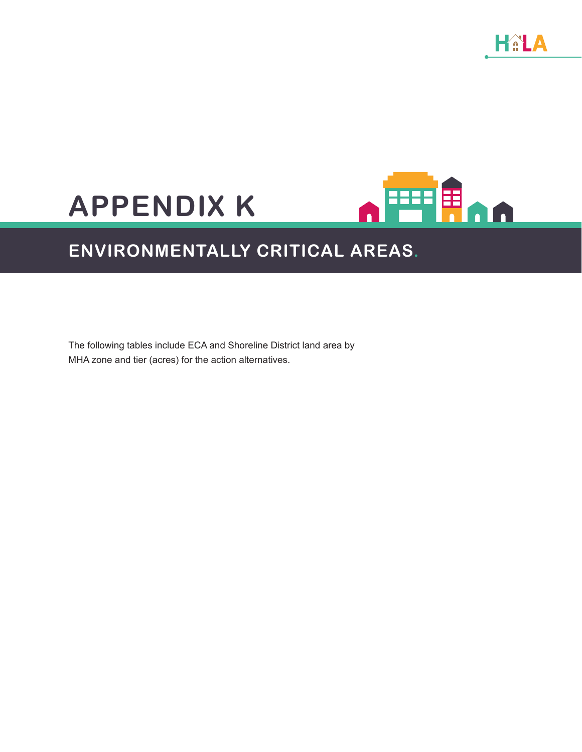# APPENDIX K

## ENVIRONMENTALLY CRITICAL AREAS.

The following tables include ECA and Shoreline District land area by MHA zone and tier (acres) for the action alternatives.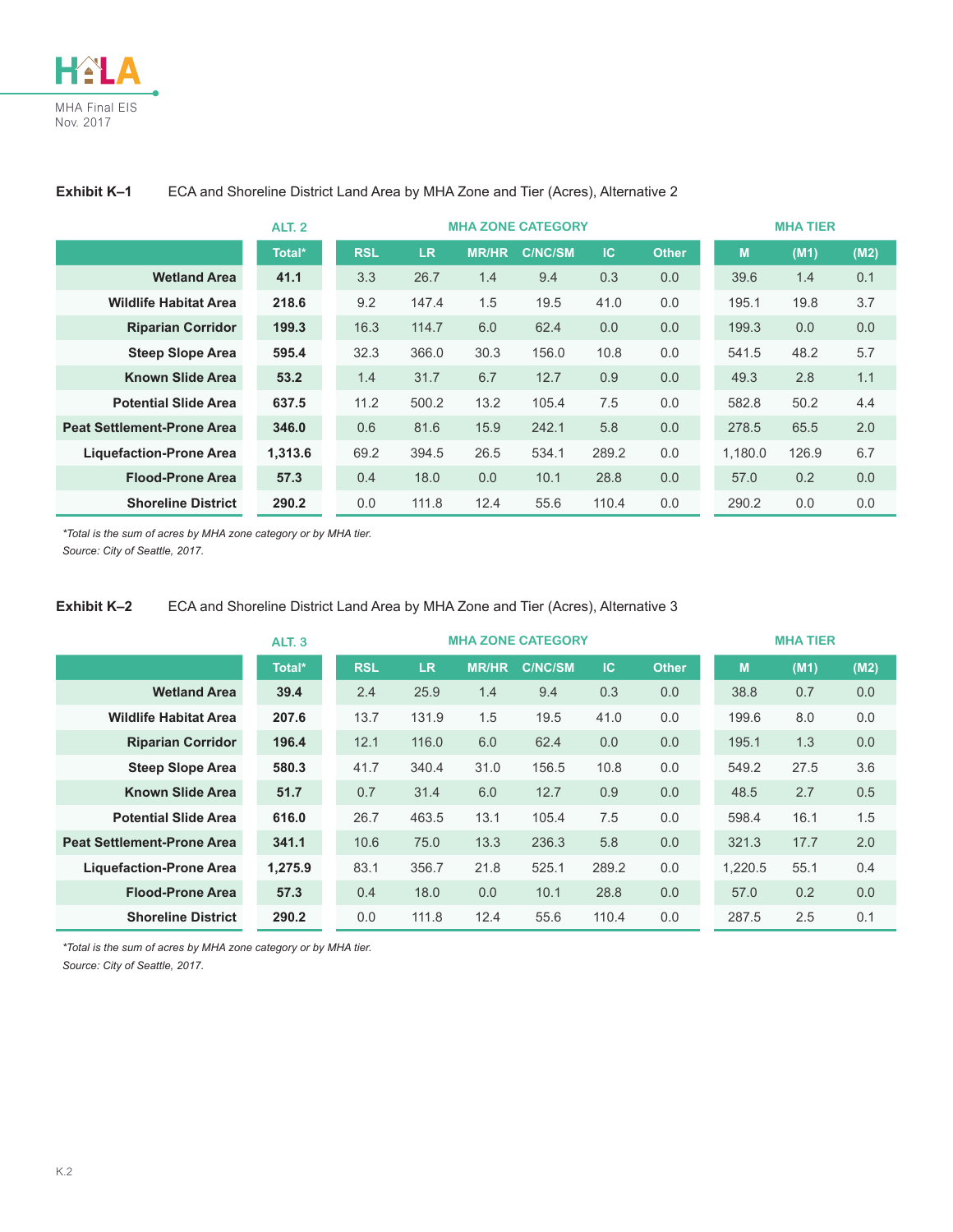**Exhibit K–1** ECA and Shoreline District Land Area by MHA Zone and Tier (Acres), Alternative 2

| | ALT. 2 | MHA ZONE CATEGORY | | | | | | MHA TIER | | |
|---|---|---|---|---|---|---|---|---|---|---|
| | Total* | RSL | LR | MR/HR | C/NC/SM | IC | Other | M | (M1) | (M2) |
| Wetland Area | 41.1 | 3.3 | 26.7 | 1.4 | 9.4 | 0.3 | 0.0 | 39.6 | 1.4 | 0.1 |
| Wildlife Habitat Area | 218.6 | 9.2 | 147.4 | 1.5 | 19.5 | 41.0 | 0.0 | 195.1 | 19.8 | 3.7 |
| Riparian Corridor | 199.3 | 16.3 | 114.7 | 6.0 | 62.4 | 0.0 | 0.0 | 199.3 | 0.0 | 0.0 |
| Steep Slope Area | 595.4 | 32.3 | 366.0 | 30.3 | 156.0 | 10.8 | 0.0 | 541.5 | 48.2 | 5.7 |
| Known Slide Area | 53.2 | 1.4 | 31.7 | 6.7 | 12.7 | 0.9 | 0.0 | 49.3 | 2.8 | 1.1 |
| Potential Slide Area | 637.5 | 11.2 | 500.2 | 13.2 | 105.4 | 7.5 | 0.0 | 582.8 | 50.2 | 4.4 |
| Peat Settlement-Prone Area | 346.0 | 0.6 | 81.6 | 15.9 | 242.1 | 5.8 | 0.0 | 278.5 | 65.5 | 2.0 |
| Liquefaction-Prone Area | 1,313.6 | 69.2 | 394.5 | 26.5 | 534.1 | 289.2 | 0.0 | 1,180.0 | 126.9 | 6.7 |
| Flood-Prone Area | 57.3 | 0.4 | 18.0 | 0.0 | 10.1 | 28.8 | 0.0 | 57.0 | 0.2 | 0.0 |
| Shoreline District | 290.2 | 0.0 | 111.8 | 12.4 | 55.6 | 110.4 | 0.0 | 290.2 | 0.0 | 0.0 |

*\*Total is the sum of acres by MHA zone category or by MHA tier.*
*Source: City of Seattle, 2017.*

**Exhibit K–2** ECA and Shoreline District Land Area by MHA Zone and Tier (Acres), Alternative 3

| | ALT. 3 | MHA ZONE CATEGORY | | | | | | MHA TIER | | |
|---|---|---|---|---|---|---|---|---|---|---|
| | Total* | RSL | LR | MR/HR | C/NC/SM | IC | Other | M | (M1) | (M2) |
| Wetland Area | 39.4 | 2.4 | 25.9 | 1.4 | 9.4 | 0.3 | 0.0 | 38.8 | 0.7 | 0.0 |
| Wildlife Habitat Area | 207.6 | 13.7 | 131.9 | 1.5 | 19.5 | 41.0 | 0.0 | 199.6 | 8.0 | 0.0 |
| Riparian Corridor | 196.4 | 12.1 | 116.0 | 6.0 | 62.4 | 0.0 | 0.0 | 195.1 | 1.3 | 0.0 |
| Steep Slope Area | 580.3 | 41.7 | 340.4 | 31.0 | 156.5 | 10.8 | 0.0 | 549.2 | 27.5 | 3.6 |
| Known Slide Area | 51.7 | 0.7 | 31.4 | 6.0 | 12.7 | 0.9 | 0.0 | 48.5 | 2.7 | 0.5 |
| Potential Slide Area | 616.0 | 26.7 | 463.5 | 13.1 | 105.4 | 7.5 | 0.0 | 598.4 | 16.1 | 1.5 |
| Peat Settlement-Prone Area | 341.1 | 10.6 | 75.0 | 13.3 | 236.3 | 5.8 | 0.0 | 321.3 | 17.7 | 2.0 |
| Liquefaction-Prone Area | 1,275.9 | 83.1 | 356.7 | 21.8 | 525.1 | 289.2 | 0.0 | 1,220.5 | 55.1 | 0.4 |
| Flood-Prone Area | 57.3 | 0.4 | 18.0 | 0.0 | 10.1 | 28.8 | 0.0 | 57.0 | 0.2 | 0.0 |
| Shoreline District | 290.2 | 0.0 | 111.8 | 12.4 | 55.6 | 110.4 | 0.0 | 287.5 | 2.5 | 0.1 |

*\*Total is the sum of acres by MHA zone category or by MHA tier.*
*Source: City of Seattle, 2017.*